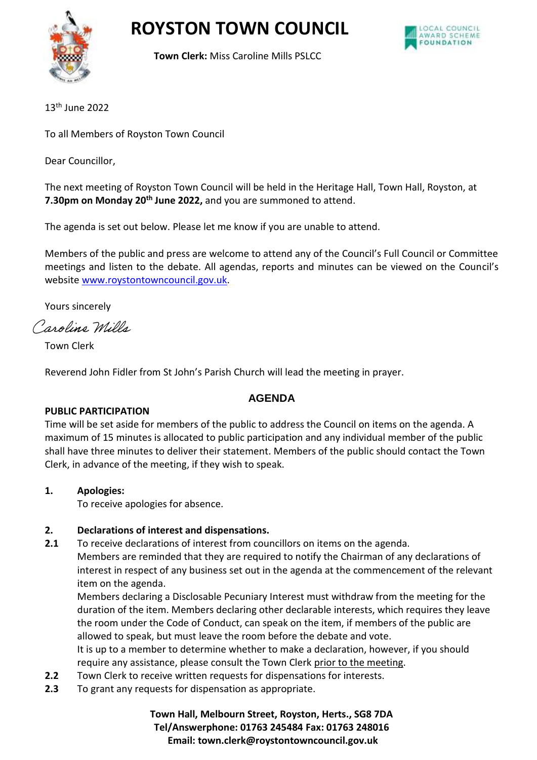# ROYSTON TOWN COUNCIL

**Town Clerk:** Miss Caroline Mills PSLCC

13th June 2022

To all Members of Royston Town Council

Dear Councillor,

The next meeting of Royston Town Council will be held in the Heritage Hall, Town Hall, Royston, at **7.30pm on Monday 20th June 2022,** and you are summoned to attend.

The agenda is set out below. Please let me know if you are unable to attend.

Members of the public and press are welcome to attend any of the Council's Full Council or Committee meetings and listen to the debate. All agendas, reports and minutes can be viewed on the Council's website www.roystontowncouncil.gov.uk.

Yours sincerely

Caroline Mills

Town Clerk

Reverend John Fidler from St John's Parish Church will lead the meeting in prayer.

## AGENDA

**PUBLIC PARTICIPATION**

Time will be set aside for members of the public to address the Council on items on the agenda. A maximum of 15 minutes is allocated to public participation and any individual member of the public shall have three minutes to deliver their statement. Members of the public should contact the Town Clerk, in advance of the meeting, if they wish to speak.

**1. Apologies:**

To receive apologies for absence.

**2. Declarations of interest and dispensations.**

**2.1** To receive declarations of interest from councillors on items on the agenda.
Members are reminded that they are required to notify the Chairman of any declarations of interest in respect of any business set out in the agenda at the commencement of the relevant item on the agenda.
Members declaring a Disclosable Pecuniary Interest must withdraw from the meeting for the duration of the item. Members declaring other declarable interests, which requires they leave the room under the Code of Conduct, can speak on the item, if members of the public are allowed to speak, but must leave the room before the debate and vote.
It is up to a member to determine whether to make a declaration, however, if you should require any assistance, please consult the Town Clerk prior to the meeting.

**2.2** Town Clerk to receive written requests for dispensations for interests.

**2.3** To grant any requests for dispensation as appropriate.

**Town Hall, Melbourn Street, Royston, Herts., SG8 7DA**
**Tel/Answerphone: 01763 245484 Fax: 01763 248016**
**Email: town.clerk@roystontowncouncil.gov.uk**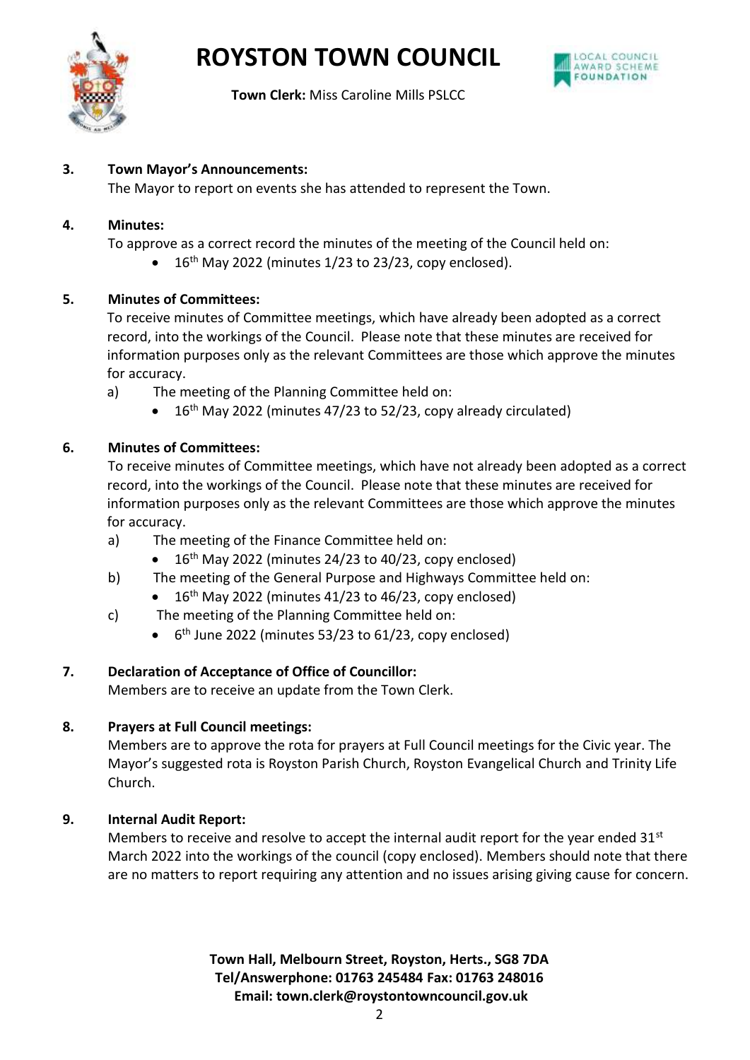**3. Town Mayor's Announcements:**

The Mayor to report on events she has attended to represent the Town.

**4. Minutes:**

To approve as a correct record the minutes of the meeting of the Council held on:

- 16th May 2022 (minutes 1/23 to 23/23, copy enclosed).

**5. Minutes of Committees:**

To receive minutes of Committee meetings, which have already been adopted as a correct record, into the workings of the Council. Please note that these minutes are received for information purposes only as the relevant Committees are those which approve the minutes for accuracy.

a) The meeting of the Planning Committee held on:
   - 16th May 2022 (minutes 47/23 to 52/23, copy already circulated)

**6. Minutes of Committees:**

To receive minutes of Committee meetings, which have not already been adopted as a correct record, into the workings of the Council. Please note that these minutes are received for information purposes only as the relevant Committees are those which approve the minutes for accuracy.

a) The meeting of the Finance Committee held on:
   - 16th May 2022 (minutes 24/23 to 40/23, copy enclosed)

b) The meeting of the General Purpose and Highways Committee held on:
   - 16th May 2022 (minutes 41/23 to 46/23, copy enclosed)

c) The meeting of the Planning Committee held on:
   - 6th June 2022 (minutes 53/23 to 61/23, copy enclosed)

**7. Declaration of Acceptance of Office of Councillor:**

Members are to receive an update from the Town Clerk.

**8. Prayers at Full Council meetings:**

Members are to approve the rota for prayers at Full Council meetings for the Civic year. The Mayor's suggested rota is Royston Parish Church, Royston Evangelical Church and Trinity Life Church.

**9. Internal Audit Report:**

Members to receive and resolve to accept the internal audit report for the year ended 31st March 2022 into the workings of the council (copy enclosed). Members should note that there are no matters to report requiring any attention and no issues arising giving cause for concern.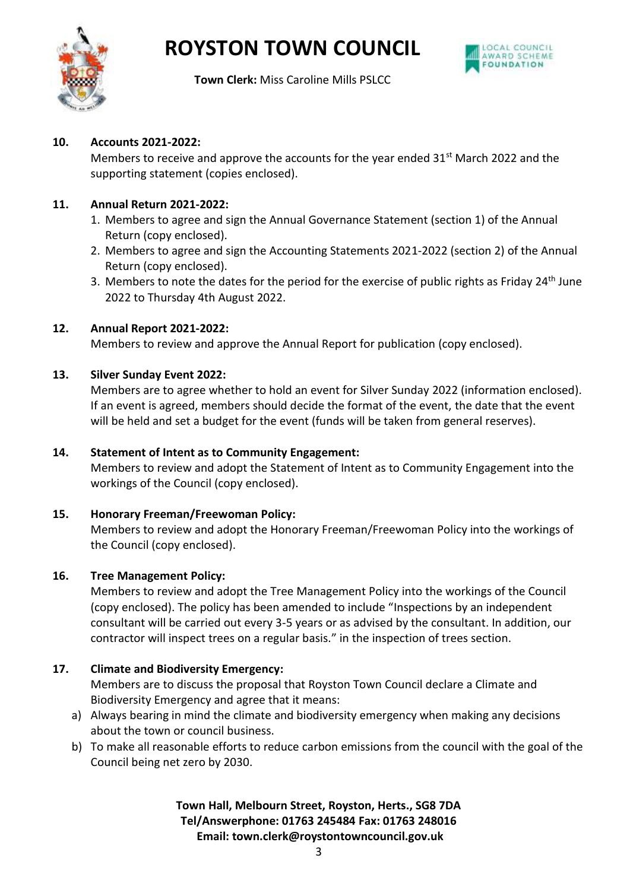**10. Accounts 2021-2022:**

Members to receive and approve the accounts for the year ended 31st March 2022 and the supporting statement (copies enclosed).

**11. Annual Return 2021-2022:**

1. Members to agree and sign the Annual Governance Statement (section 1) of the Annual Return (copy enclosed).
2. Members to agree and sign the Accounting Statements 2021-2022 (section 2) of the Annual Return (copy enclosed).
3. Members to note the dates for the period for the exercise of public rights as Friday 24th June 2022 to Thursday 4th August 2022.

**12. Annual Report 2021-2022:**

Members to review and approve the Annual Report for publication (copy enclosed).

**13. Silver Sunday Event 2022:**

Members are to agree whether to hold an event for Silver Sunday 2022 (information enclosed). If an event is agreed, members should decide the format of the event, the date that the event will be held and set a budget for the event (funds will be taken from general reserves).

**14. Statement of Intent as to Community Engagement:**

Members to review and adopt the Statement of Intent as to Community Engagement into the workings of the Council (copy enclosed).

**15. Honorary Freeman/Freewoman Policy:**

Members to review and adopt the Honorary Freeman/Freewoman Policy into the workings of the Council (copy enclosed).

**16. Tree Management Policy:**

Members to review and adopt the Tree Management Policy into the workings of the Council (copy enclosed). The policy has been amended to include "Inspections by an independent consultant will be carried out every 3-5 years or as advised by the consultant. In addition, our contractor will inspect trees on a regular basis." in the inspection of trees section.

**17. Climate and Biodiversity Emergency:**

Members are to discuss the proposal that Royston Town Council declare a Climate and Biodiversity Emergency and agree that it means:

a) Always bearing in mind the climate and biodiversity emergency when making any decisions about the town or council business.

b) To make all reasonable efforts to reduce carbon emissions from the council with the goal of the Council being net zero by 2030.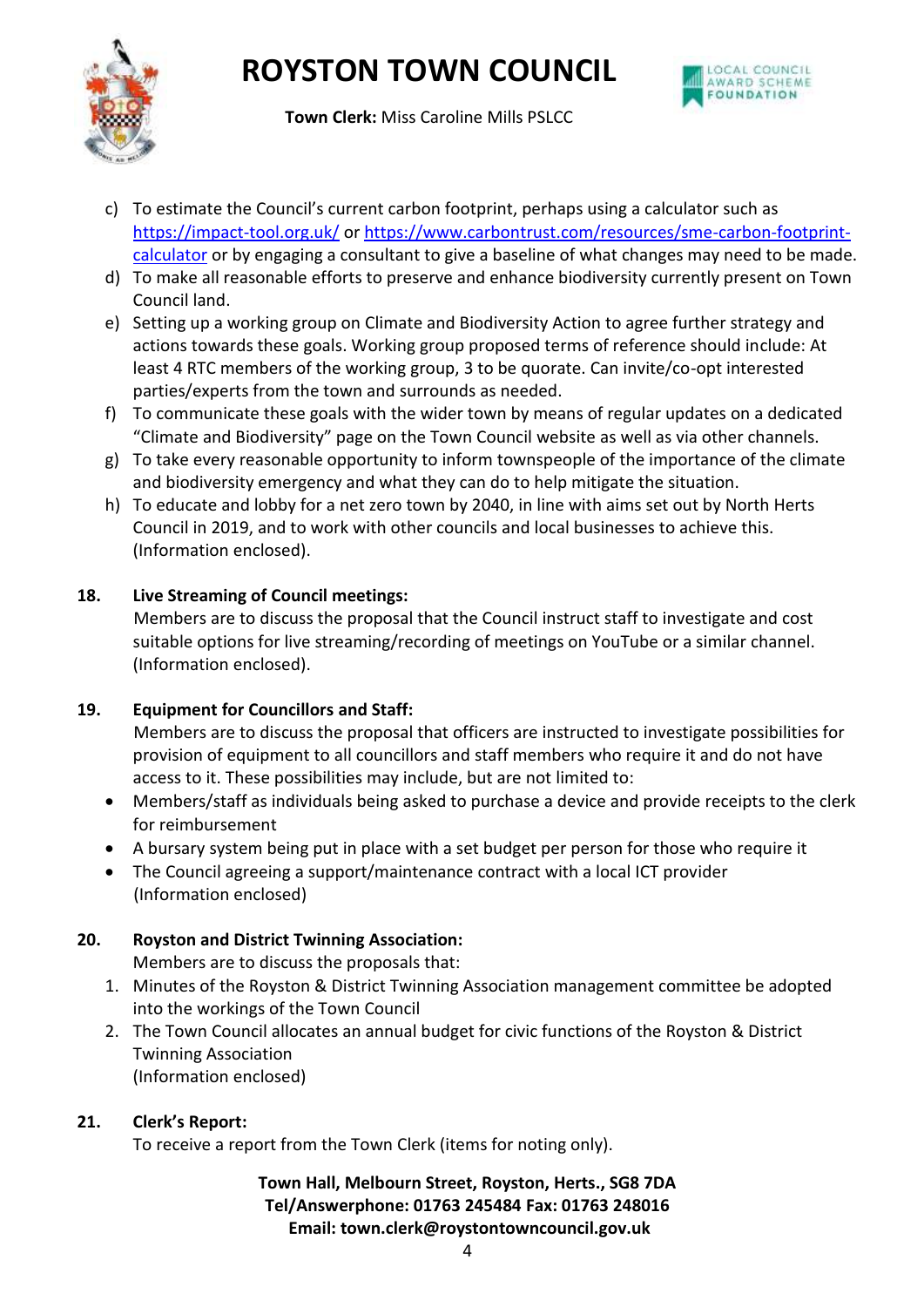c) To estimate the Council's current carbon footprint, perhaps using a calculator such as https://impact-tool.org.uk/ or https://www.carbontrust.com/resources/sme-carbon-footprint-calculator or by engaging a consultant to give a baseline of what changes may need to be made.

d) To make all reasonable efforts to preserve and enhance biodiversity currently present on Town Council land.

e) Setting up a working group on Climate and Biodiversity Action to agree further strategy and actions towards these goals. Working group proposed terms of reference should include: At least 4 RTC members of the working group, 3 to be quorate. Can invite/co-opt interested parties/experts from the town and surrounds as needed.

f) To communicate these goals with the wider town by means of regular updates on a dedicated "Climate and Biodiversity" page on the Town Council website as well as via other channels.

g) To take every reasonable opportunity to inform townspeople of the importance of the climate and biodiversity emergency and what they can do to help mitigate the situation.

h) To educate and lobby for a net zero town by 2040, in line with aims set out by North Herts Council in 2019, and to work with other councils and local businesses to achieve this. (Information enclosed).

**18. Live Streaming of Council meetings:**

Members are to discuss the proposal that the Council instruct staff to investigate and cost suitable options for live streaming/recording of meetings on YouTube or a similar channel. (Information enclosed).

**19. Equipment for Councillors and Staff:**

Members are to discuss the proposal that officers are instructed to investigate possibilities for provision of equipment to all councillors and staff members who require it and do not have access to it. These possibilities may include, but are not limited to:

- Members/staff as individuals being asked to purchase a device and provide receipts to the clerk for reimbursement
- A bursary system being put in place with a set budget per person for those who require it
- The Council agreeing a support/maintenance contract with a local ICT provider

(Information enclosed)

**20. Royston and District Twinning Association:**

Members are to discuss the proposals that:

1. Minutes of the Royston & District Twinning Association management committee be adopted into the workings of the Town Council
2. The Town Council allocates an annual budget for civic functions of the Royston & District Twinning Association

(Information enclosed)

**21. Clerk's Report:**

To receive a report from the Town Clerk (items for noting only).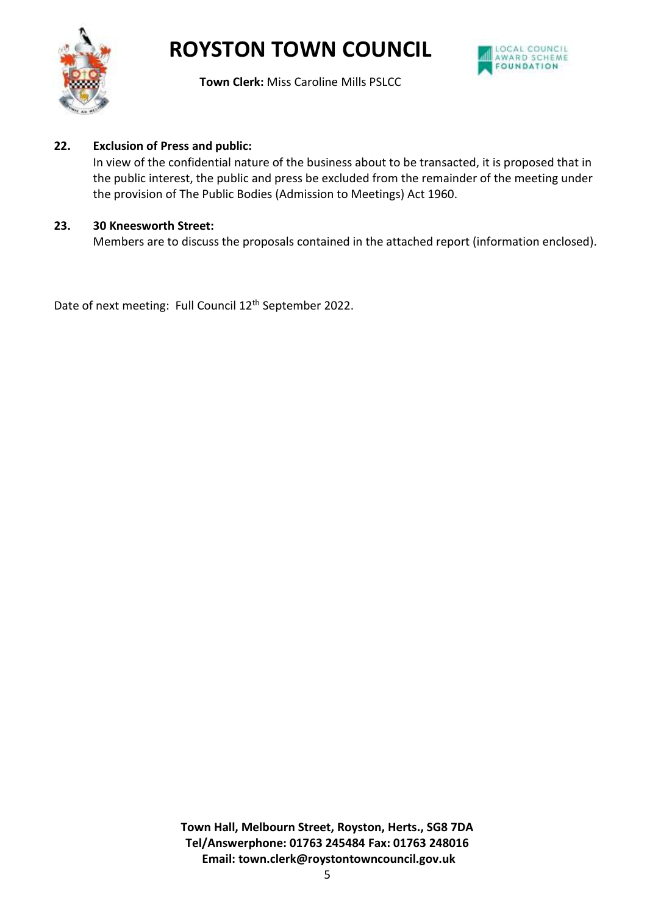**22. Exclusion of Press and public:**

In view of the confidential nature of the business about to be transacted, it is proposed that in the public interest, the public and press be excluded from the remainder of the meeting under the provision of The Public Bodies (Admission to Meetings) Act 1960.

**23. 30 Kneesworth Street:**

Members are to discuss the proposals contained in the attached report (information enclosed).

Date of next meeting: Full Council 12th September 2022.